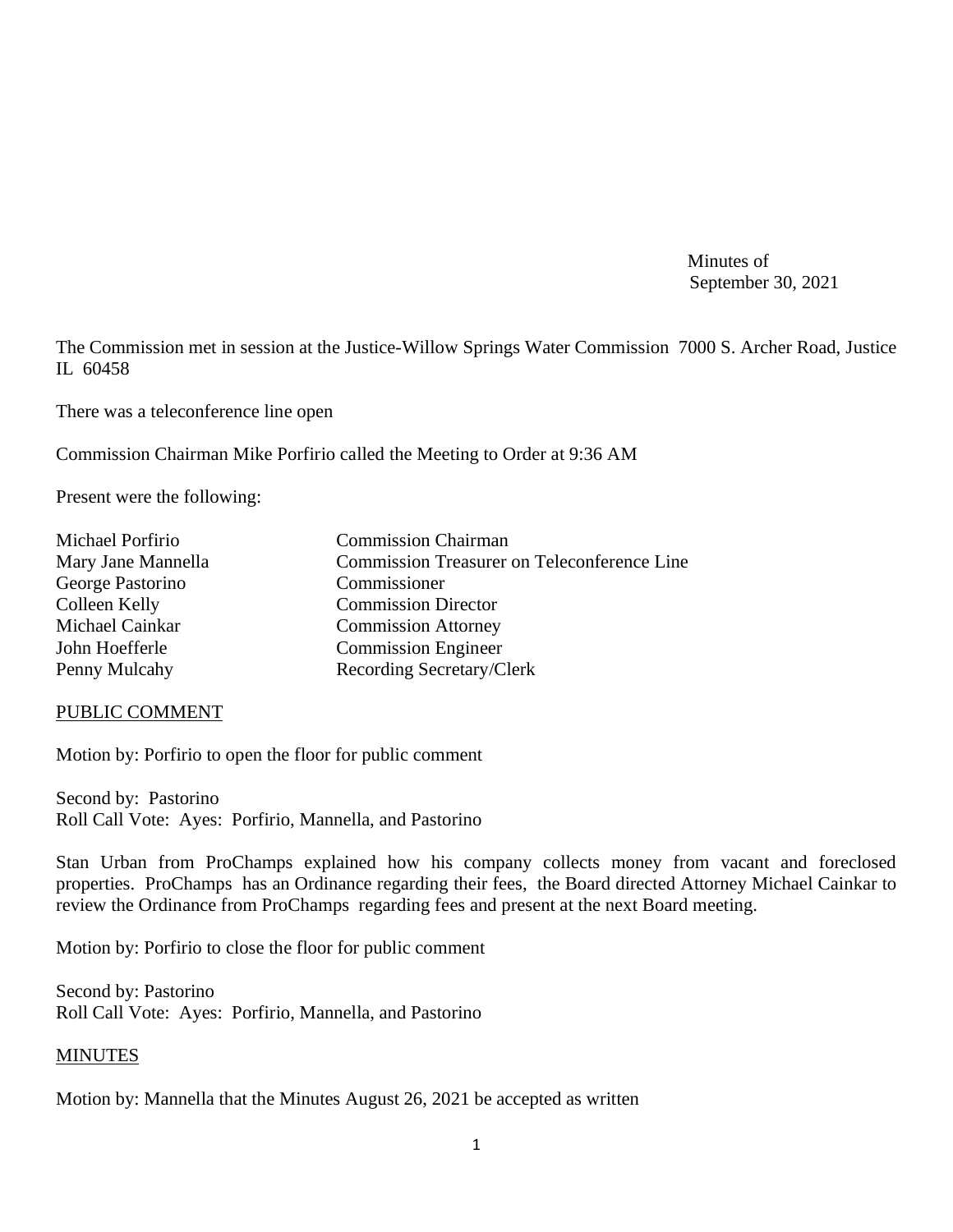Minutes of
September 30, 2021

The Commission met in session at the Justice-Willow Springs Water Commission 7000 S. Archer Road, Justice IL 60458

There was a teleconference line open

Commission Chairman Mike Porfirio called the Meeting to Order at 9:36 AM

Present were the following:

| | |
|---|---|
| Michael Porfirio | Commission Chairman |
| Mary Jane Mannella | Commission Treasurer on Teleconference Line |
| George Pastorino | Commissioner |
| Colleen Kelly | Commission Director |
| Michael Cainkar | Commission Attorney |
| John Hoefferle | Commission Engineer |
| Penny Mulcahy | Recording Secretary/Clerk |

PUBLIC COMMENT

Motion by: Porfirio to open the floor for public comment

Second by: Pastorino
Roll Call Vote: Ayes: Porfirio, Mannella, and Pastorino

Stan Urban from ProChamps explained how his company collects money from vacant and foreclosed properties. ProChamps has an Ordinance regarding their fees, the Board directed Attorney Michael Cainkar to review the Ordinance from ProChamps regarding fees and present at the next Board meeting.

Motion by: Porfirio to close the floor for public comment

Second by: Pastorino
Roll Call Vote: Ayes: Porfirio, Mannella, and Pastorino

MINUTES

Motion by: Mannella that the Minutes August 26, 2021 be accepted as written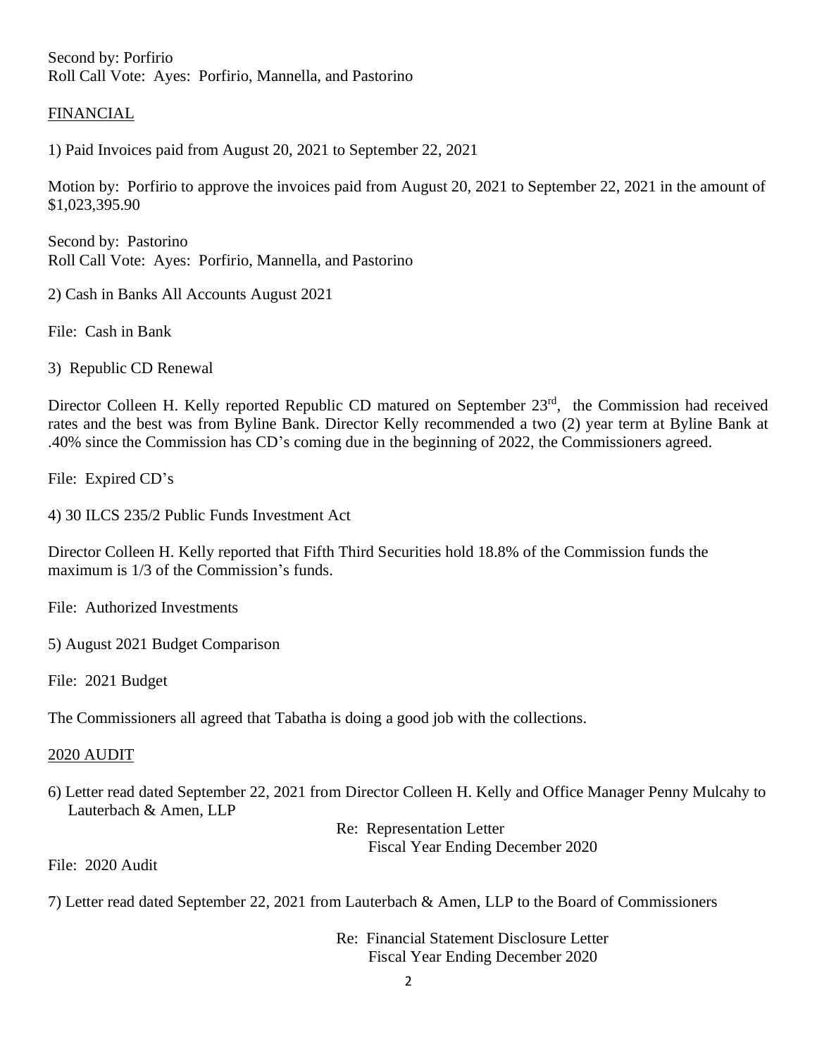Second by: Porfirio
Roll Call Vote: Ayes: Porfirio, Mannella, and Pastorino

FINANCIAL

1) Paid Invoices paid from August 20, 2021 to September 22, 2021

Motion by: Porfirio to approve the invoices paid from August 20, 2021 to September 22, 2021 in the amount of $1,023,395.90

Second by: Pastorino
Roll Call Vote: Ayes: Porfirio, Mannella, and Pastorino

2) Cash in Banks All Accounts August 2021

File: Cash in Bank

3) Republic CD Renewal

Director Colleen H. Kelly reported Republic CD matured on September 23rd, the Commission had received rates and the best was from Byline Bank. Director Kelly recommended a two (2) year term at Byline Bank at .40% since the Commission has CD's coming due in the beginning of 2022, the Commissioners agreed.

File: Expired CD's

4) 30 ILCS 235/2 Public Funds Investment Act

Director Colleen H. Kelly reported that Fifth Third Securities hold 18.8% of the Commission funds the maximum is 1/3 of the Commission's funds.

File: Authorized Investments

5) August 2021 Budget Comparison

File: 2021 Budget

The Commissioners all agreed that Tabatha is doing a good job with the collections.

2020 AUDIT

6) Letter read dated September 22, 2021 from Director Colleen H. Kelly and Office Manager Penny Mulcahy to Lauterbach & Amen, LLP

Re: Representation Letter
Fiscal Year Ending December 2020

File: 2020 Audit

7) Letter read dated September 22, 2021 from Lauterbach & Amen, LLP to the Board of Commissioners

Re: Financial Statement Disclosure Letter
Fiscal Year Ending December 2020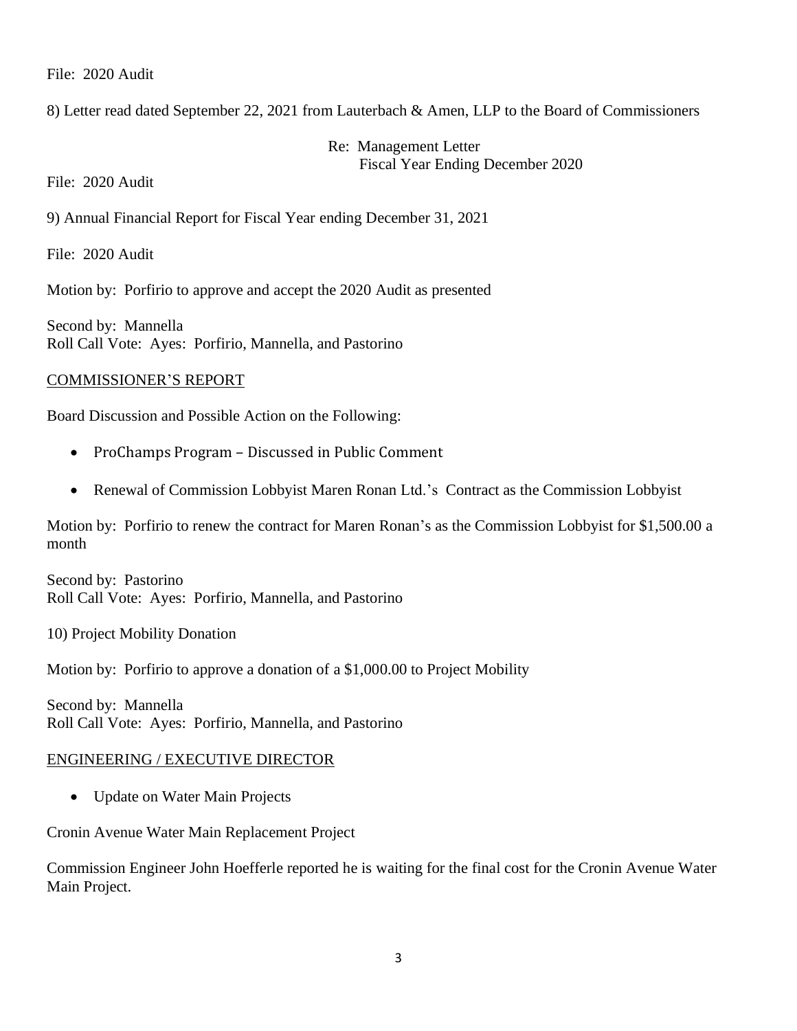File: 2020 Audit

8) Letter read dated September 22, 2021 from Lauterbach & Amen, LLP to the Board of Commissioners

Re: Management Letter
Fiscal Year Ending December 2020

File: 2020 Audit

9) Annual Financial Report for Fiscal Year ending December 31, 2021

File: 2020 Audit

Motion by: Porfirio to approve and accept the 2020 Audit as presented

Second by: Mannella
Roll Call Vote: Ayes: Porfirio, Mannella, and Pastorino

COMMISSIONER'S REPORT

Board Discussion and Possible Action on the Following:

- ProChamps Program – Discussed in Public Comment
- Renewal of Commission Lobbyist Maren Ronan Ltd.'s Contract as the Commission Lobbyist

Motion by: Porfirio to renew the contract for Maren Ronan's as the Commission Lobbyist for $1,500.00 a month

Second by: Pastorino
Roll Call Vote: Ayes: Porfirio, Mannella, and Pastorino

10) Project Mobility Donation

Motion by: Porfirio to approve a donation of a $1,000.00 to Project Mobility

Second by: Mannella
Roll Call Vote: Ayes: Porfirio, Mannella, and Pastorino

ENGINEERING / EXECUTIVE DIRECTOR

- Update on Water Main Projects

Cronin Avenue Water Main Replacement Project

Commission Engineer John Hoefferle reported he is waiting for the final cost for the Cronin Avenue Water Main Project.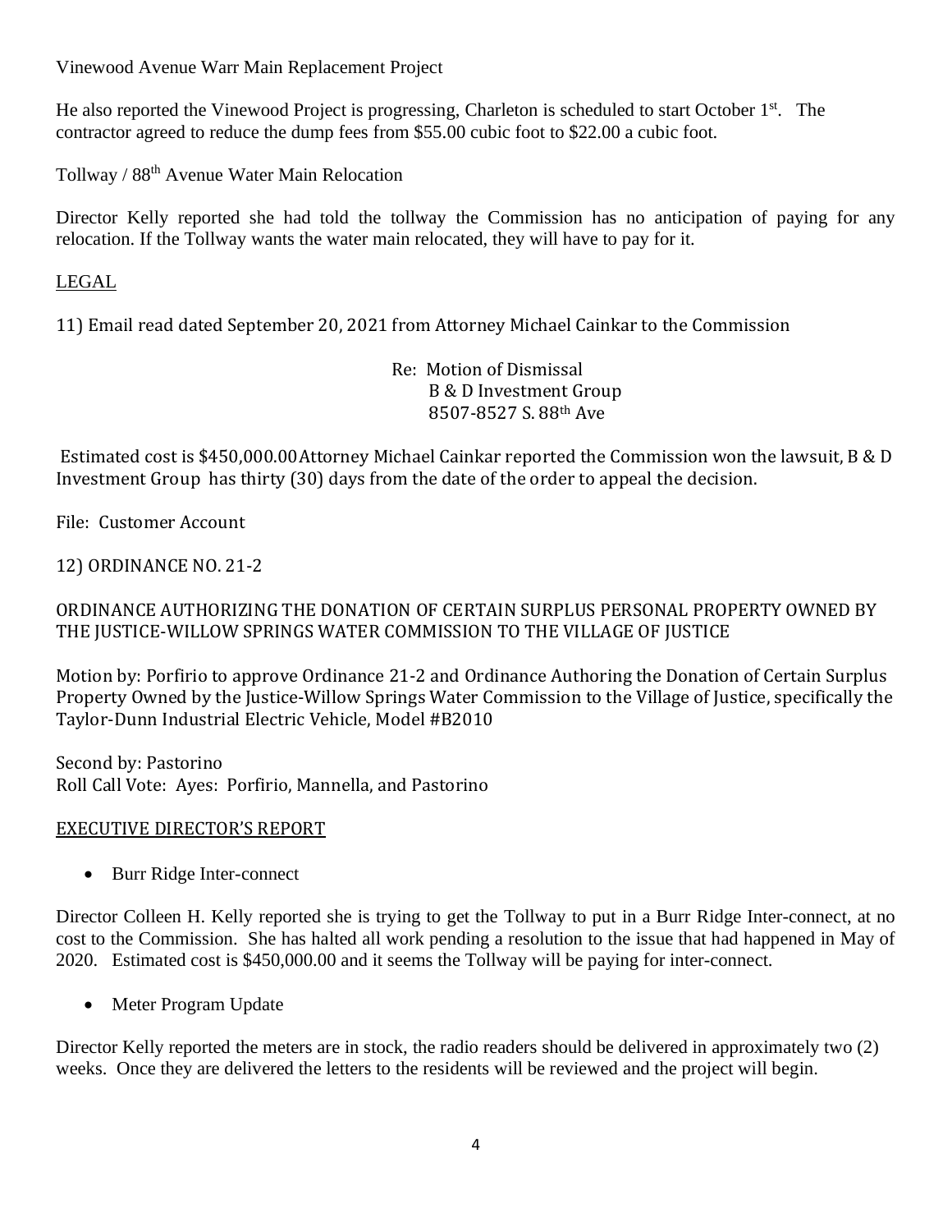Vinewood Avenue Warr Main Replacement Project

He also reported the Vinewood Project is progressing, Charleton is scheduled to start October 1st. The contractor agreed to reduce the dump fees from $55.00 cubic foot to $22.00 a cubic foot.

Tollway / 88th Avenue Water Main Relocation

Director Kelly reported she had told the tollway the Commission has no anticipation of paying for any relocation. If the Tollway wants the water main relocated, they will have to pay for it.

<u>LEGAL</u>

11) Email read dated September 20, 2021 from Attorney Michael Cainkar to the Commission

Re: Motion of Dismissal
B & D Investment Group
8507-8527 S. 88th Ave

Estimated cost is $450,000.00Attorney Michael Cainkar reported the Commission won the lawsuit, B & D Investment Group has thirty (30) days from the date of the order to appeal the decision.

File: Customer Account

12) ORDINANCE NO. 21-2

ORDINANCE AUTHORIZING THE DONATION OF CERTAIN SURPLUS PERSONAL PROPERTY OWNED BY THE JUSTICE-WILLOW SPRINGS WATER COMMISSION TO THE VILLAGE OF JUSTICE

Motion by: Porfirio to approve Ordinance 21-2 and Ordinance Authoring the Donation of Certain Surplus Property Owned by the Justice-Willow Springs Water Commission to the Village of Justice, specifically the Taylor-Dunn Industrial Electric Vehicle, Model #B2010

Second by: Pastorino
Roll Call Vote: Ayes: Porfirio, Mannella, and Pastorino

<u>EXECUTIVE DIRECTOR'S REPORT</u>

- Burr Ridge Inter-connect

Director Colleen H. Kelly reported she is trying to get the Tollway to put in a Burr Ridge Inter-connect, at no cost to the Commission. She has halted all work pending a resolution to the issue that had happened in May of 2020. Estimated cost is $450,000.00 and it seems the Tollway will be paying for inter-connect.

- Meter Program Update

Director Kelly reported the meters are in stock, the radio readers should be delivered in approximately two (2) weeks. Once they are delivered the letters to the residents will be reviewed and the project will begin.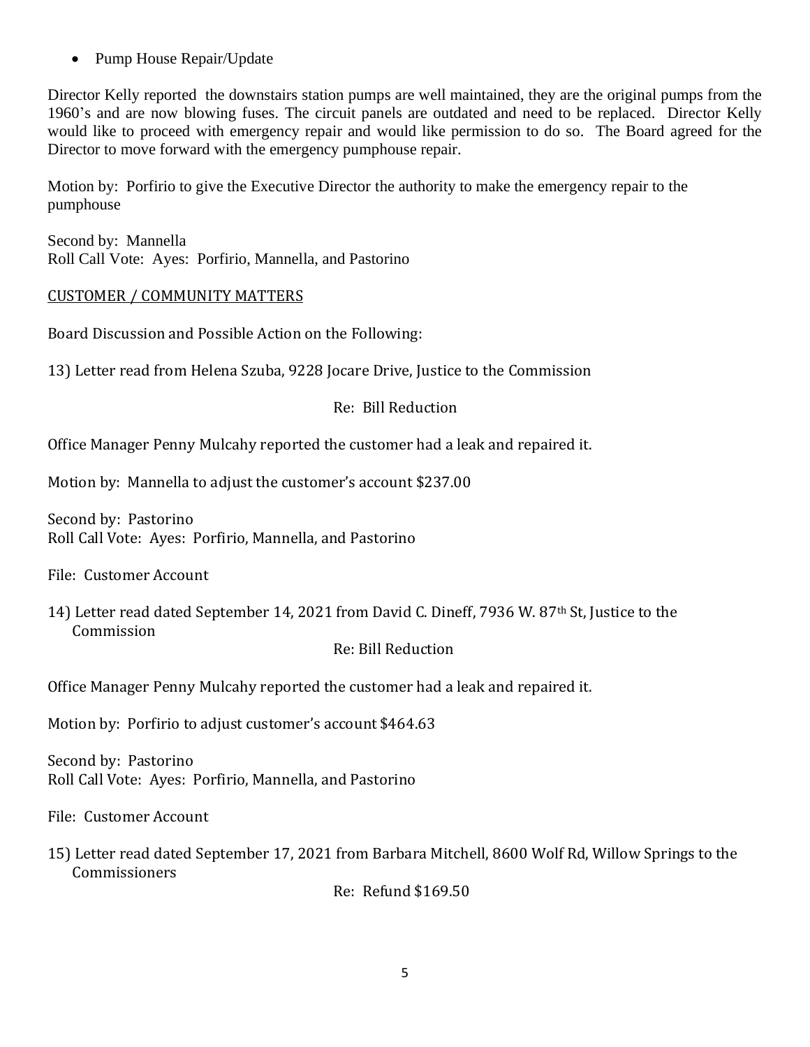- Pump House Repair/Update

Director Kelly reported the downstairs station pumps are well maintained, they are the original pumps from the 1960's and are now blowing fuses. The circuit panels are outdated and need to be replaced. Director Kelly would like to proceed with emergency repair and would like permission to do so. The Board agreed for the Director to move forward with the emergency pumphouse repair.

Motion by: Porfirio to give the Executive Director the authority to make the emergency repair to the pumphouse

Second by: Mannella
Roll Call Vote: Ayes: Porfirio, Mannella, and Pastorino

<u>CUSTOMER / COMMUNITY MATTERS</u>

Board Discussion and Possible Action on the Following:

13) Letter read from Helena Szuba, 9228 Jocare Drive, Justice to the Commission

Re: Bill Reduction

Office Manager Penny Mulcahy reported the customer had a leak and repaired it.

Motion by: Mannella to adjust the customer's account $237.00

Second by: Pastorino
Roll Call Vote: Ayes: Porfirio, Mannella, and Pastorino

File: Customer Account

14) Letter read dated September 14, 2021 from David C. Dineff, 7936 W. 87th St, Justice to the Commission

Re: Bill Reduction

Office Manager Penny Mulcahy reported the customer had a leak and repaired it.

Motion by: Porfirio to adjust customer's account $464.63

Second by: Pastorino
Roll Call Vote: Ayes: Porfirio, Mannella, and Pastorino

File: Customer Account

15) Letter read dated September 17, 2021 from Barbara Mitchell, 8600 Wolf Rd, Willow Springs to the Commissioners

Re: Refund $169.50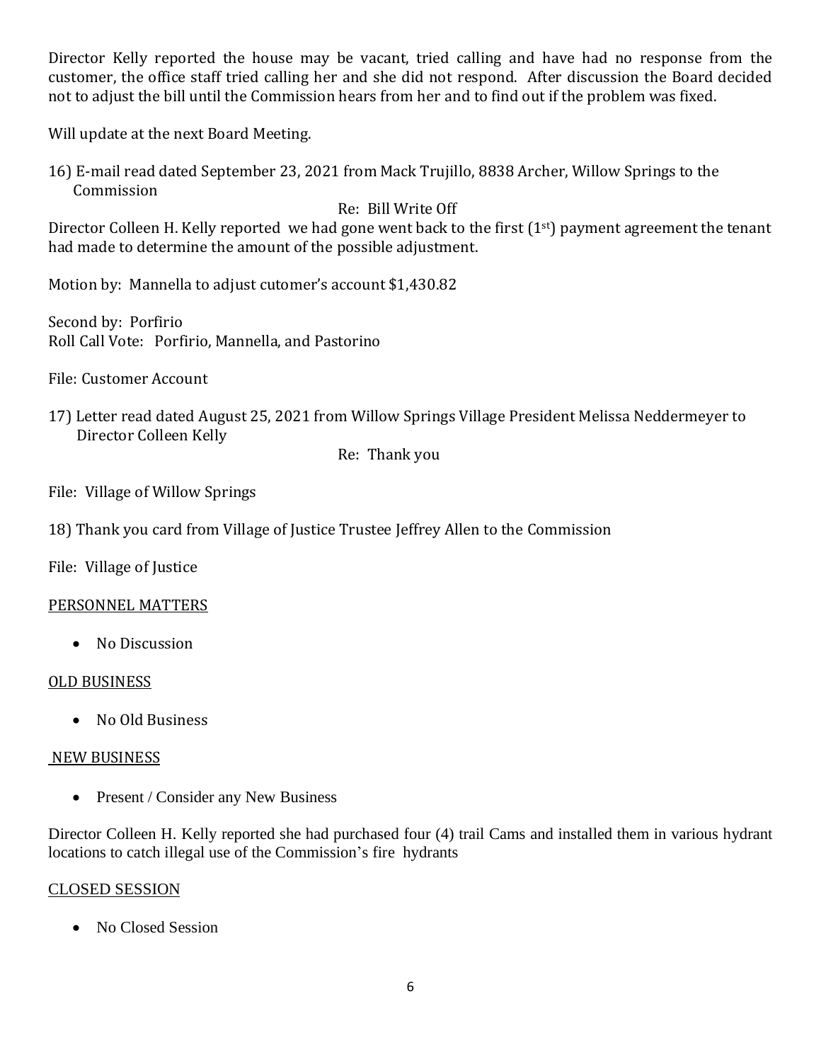Director Kelly reported the house may be vacant, tried calling and have had no response from the customer, the office staff tried calling her and she did not respond. After discussion the Board decided not to adjust the bill until the Commission hears from her and to find out if the problem was fixed.

Will update at the next Board Meeting.

16) E-mail read dated September 23, 2021 from Mack Trujillo, 8838 Archer, Willow Springs to the Commission

Re: Bill Write Off

Director Colleen H. Kelly reported we had gone went back to the first (1st) payment agreement the tenant had made to determine the amount of the possible adjustment.

Motion by: Mannella to adjust cutomer's account $1,430.82

Second by: Porfirio
Roll Call Vote: Porfirio, Mannella, and Pastorino

File: Customer Account

17) Letter read dated August 25, 2021 from Willow Springs Village President Melissa Neddermeyer to Director Colleen Kelly

Re: Thank you

File: Village of Willow Springs

18) Thank you card from Village of Justice Trustee Jeffrey Allen to the Commission

File: Village of Justice

PERSONNEL MATTERS

- No Discussion

OLD BUSINESS

- No Old Business

NEW BUSINESS

- Present / Consider any New Business

Director Colleen H. Kelly reported she had purchased four (4) trail Cams and installed them in various hydrant locations to catch illegal use of the Commission's fire hydrants

CLOSED SESSION

- No Closed Session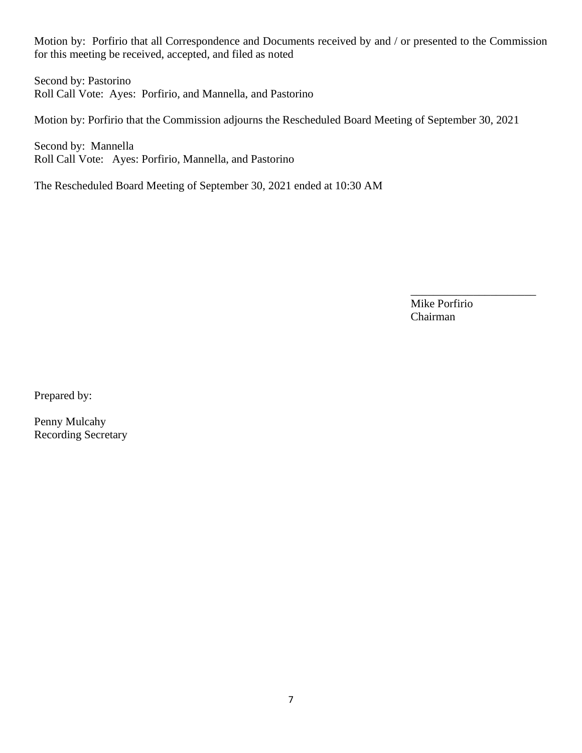Motion by: Porfirio that all Correspondence and Documents received by and / or presented to the Commission for this meeting be received, accepted, and filed as noted

Second by: Pastorino
Roll Call Vote: Ayes: Porfirio, and Mannella, and Pastorino

Motion by: Porfirio that the Commission adjourns the Rescheduled Board Meeting of September 30, 2021

Second by: Mannella
Roll Call Vote: Ayes: Porfirio, Mannella, and Pastorino

The Rescheduled Board Meeting of September 30, 2021 ended at 10:30 AM

______________________
Mike Porfirio
Chairman

Prepared by:

Penny Mulcahy
Recording Secretary